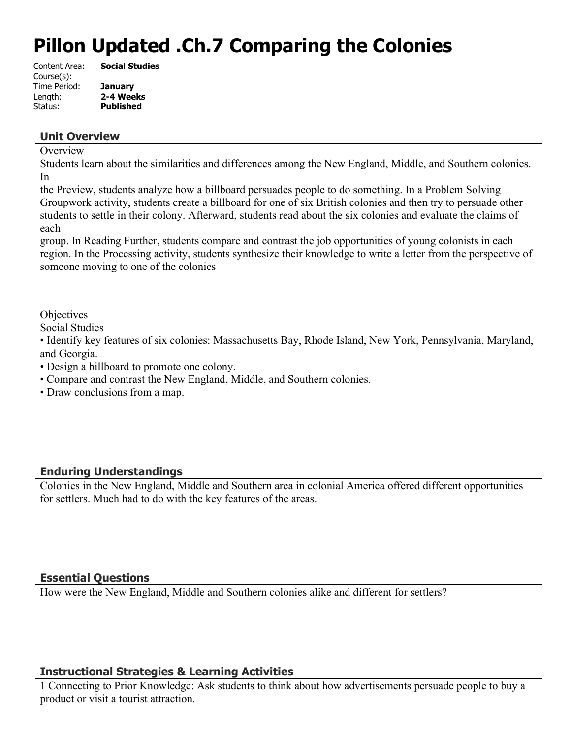# Pillon Updated .Ch.7 Comparing the Colonies

Content Area: **Social Studies**
Course(s):
Time Period: **January**
Length: **2-4 Weeks**
Status: **Published**

## Unit Overview

Overview

Students learn about the similarities and differences among the New England, Middle, and Southern colonies. In the Preview, students analyze how a billboard persuades people to do something. In a Problem Solving Groupwork activity, students create a billboard for one of six British colonies and then try to persuade other students to settle in their colony. Afterward, students read about the six colonies and evaluate the claims of each group. In Reading Further, students compare and contrast the job opportunities of young colonists in each region. In the Processing activity, students synthesize their knowledge to write a letter from the perspective of someone moving to one of the colonies

Objectives

Social Studies

- Identify key features of six colonies: Massachusetts Bay, Rhode Island, New York, Pennsylvania, Maryland, and Georgia.
- Design a billboard to promote one colony.
- Compare and contrast the New England, Middle, and Southern colonies.
- Draw conclusions from a map.

## Enduring Understandings

Colonies in the New England, Middle and Southern area in colonial America offered different opportunities for settlers. Much had to do with the key features of the areas.

## Essential Questions

How were the New England, Middle and Southern colonies alike and different for settlers?

## Instructional Strategies & Learning Activities

1 Connecting to Prior Knowledge: Ask students to think about how advertisements persuade people to buy a product or visit a tourist attraction.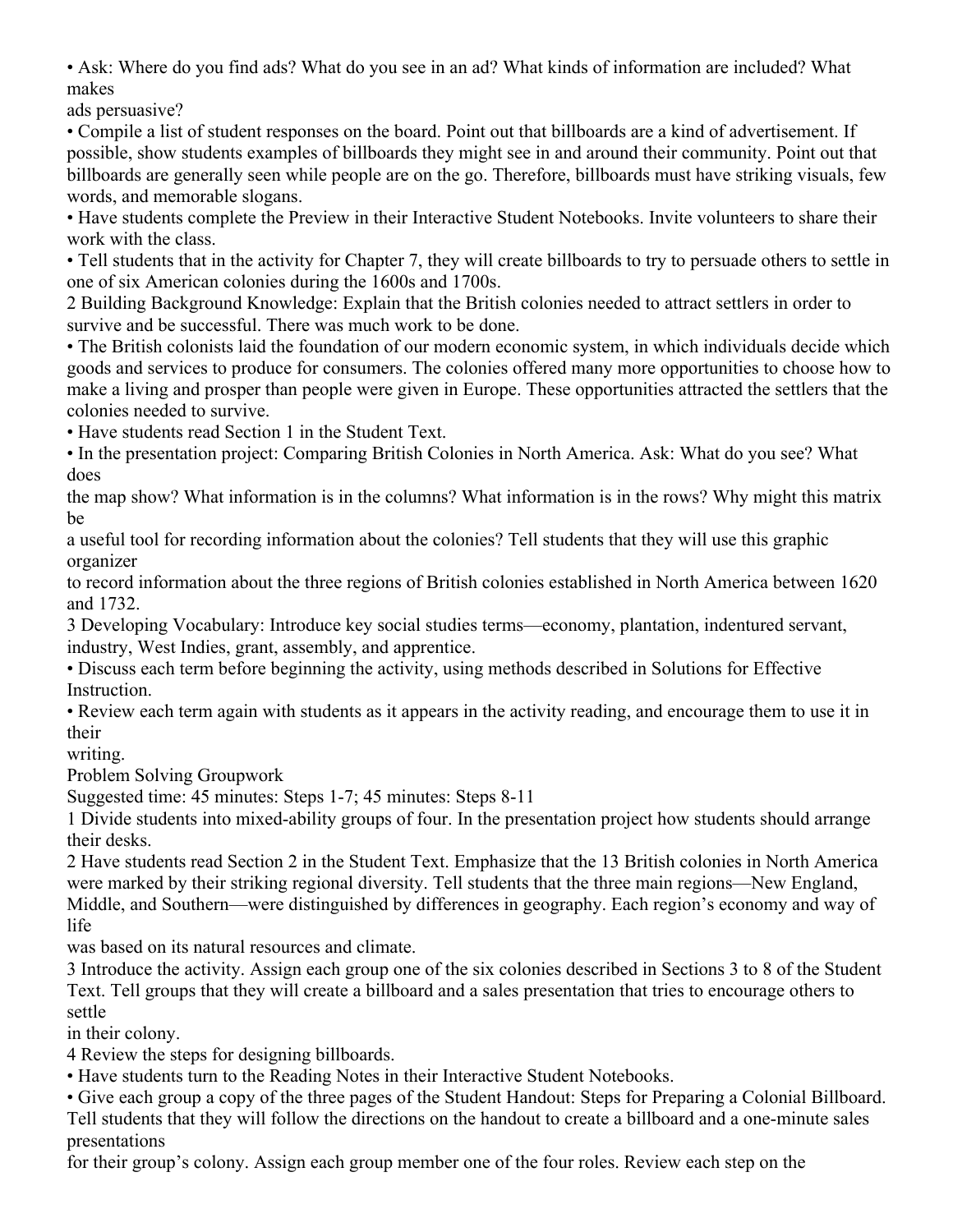- Ask: Where do you find ads? What do you see in an ad? What kinds of information are included? What makes ads persuasive?
- Compile a list of student responses on the board. Point out that billboards are a kind of advertisement. If possible, show students examples of billboards they might see in and around their community. Point out that billboards are generally seen while people are on the go. Therefore, billboards must have striking visuals, few words, and memorable slogans.
- Have students complete the Preview in their Interactive Student Notebooks. Invite volunteers to share their work with the class.
- Tell students that in the activity for Chapter 7, they will create billboards to try to persuade others to settle in one of six American colonies during the 1600s and 1700s.

2 Building Background Knowledge: Explain that the British colonies needed to attract settlers in order to survive and be successful. There was much work to be done.

- The British colonists laid the foundation of our modern economic system, in which individuals decide which goods and services to produce for consumers. The colonies offered many more opportunities to choose how to make a living and prosper than people were given in Europe. These opportunities attracted the settlers that the colonies needed to survive.
- Have students read Section 1 in the Student Text.
- In the presentation project: Comparing British Colonies in North America. Ask: What do you see? What does the map show? What information is in the columns? What information is in the rows? Why might this matrix be a useful tool for recording information about the colonies? Tell students that they will use this graphic organizer to record information about the three regions of British colonies established in North America between 1620 and 1732.

3 Developing Vocabulary: Introduce key social studies terms—economy, plantation, indentured servant, industry, West Indies, grant, assembly, and apprentice.

- Discuss each term before beginning the activity, using methods described in Solutions for Effective Instruction.
- Review each term again with students as it appears in the activity reading, and encourage them to use it in their writing.

Problem Solving Groupwork

Suggested time: 45 minutes: Steps 1-7; 45 minutes: Steps 8-11

1 Divide students into mixed-ability groups of four. In the presentation project how students should arrange their desks.

2 Have students read Section 2 in the Student Text. Emphasize that the 13 British colonies in North America were marked by their striking regional diversity. Tell students that the three main regions—New England, Middle, and Southern—were distinguished by differences in geography. Each region's economy and way of life was based on its natural resources and climate.

3 Introduce the activity. Assign each group one of the six colonies described in Sections 3 to 8 of the Student Text. Tell groups that they will create a billboard and a sales presentation that tries to encourage others to settle in their colony.

4 Review the steps for designing billboards.

- Have students turn to the Reading Notes in their Interactive Student Notebooks.
- Give each group a copy of the three pages of the Student Handout: Steps for Preparing a Colonial Billboard. Tell students that they will follow the directions on the handout to create a billboard and a one-minute sales presentations for their group's colony. Assign each group member one of the four roles. Review each step on the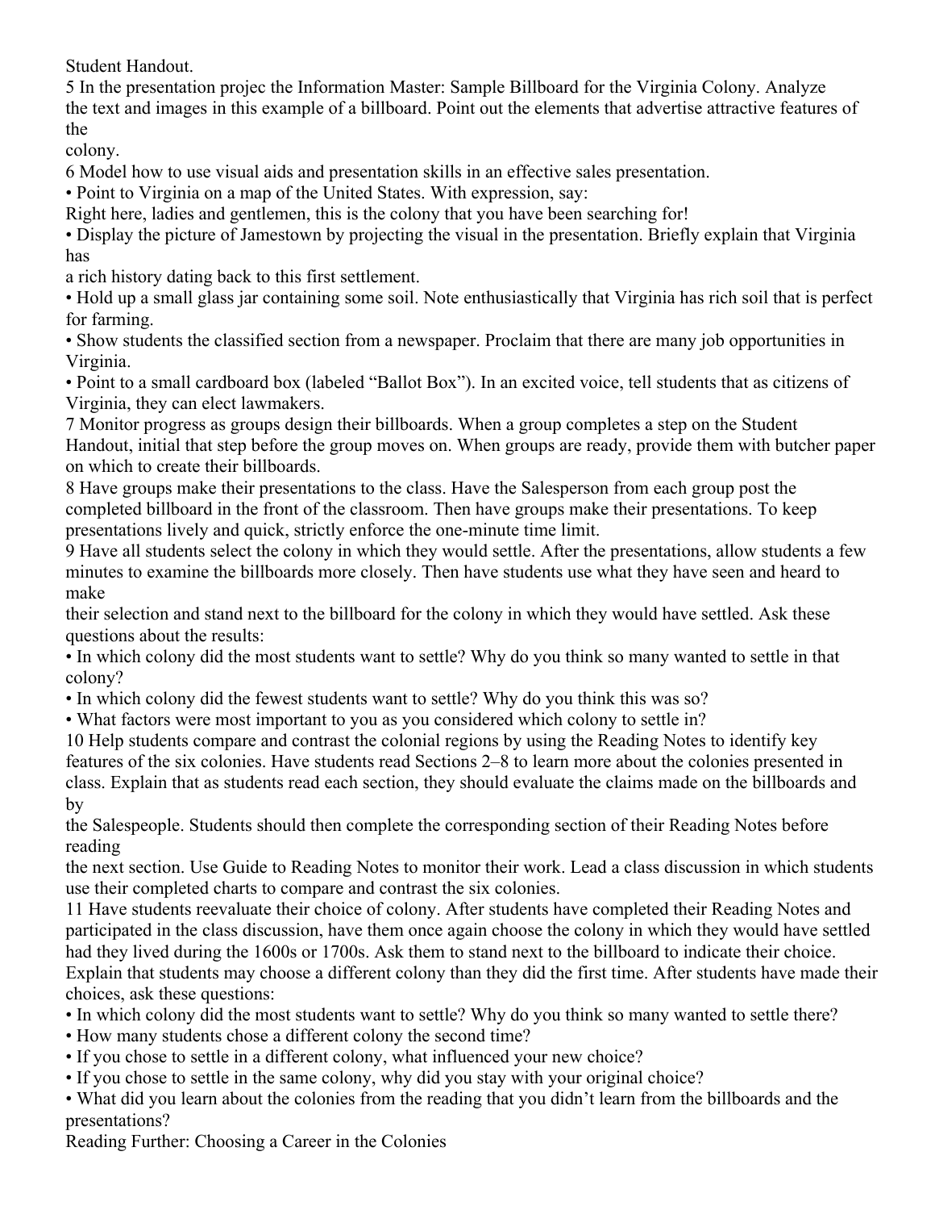Student Handout.

5 In the presentation projec the Information Master: Sample Billboard for the Virginia Colony. Analyze the text and images in this example of a billboard. Point out the elements that advertise attractive features of the colony.

6 Model how to use visual aids and presentation skills in an effective sales presentation.

- Point to Virginia on a map of the United States. With expression, say:

Right here, ladies and gentlemen, this is the colony that you have been searching for!

- Display the picture of Jamestown by projecting the visual in the presentation. Briefly explain that Virginia has a rich history dating back to this first settlement.
- Hold up a small glass jar containing some soil. Note enthusiastically that Virginia has rich soil that is perfect for farming.
- Show students the classified section from a newspaper. Proclaim that there are many job opportunities in Virginia.
- Point to a small cardboard box (labeled "Ballot Box"). In an excited voice, tell students that as citizens of Virginia, they can elect lawmakers.

7 Monitor progress as groups design their billboards. When a group completes a step on the Student Handout, initial that step before the group moves on. When groups are ready, provide them with butcher paper on which to create their billboards.

8 Have groups make their presentations to the class. Have the Salesperson from each group post the completed billboard in the front of the classroom. Then have groups make their presentations. To keep presentations lively and quick, strictly enforce the one-minute time limit.

9 Have all students select the colony in which they would settle. After the presentations, allow students a few minutes to examine the billboards more closely. Then have students use what they have seen and heard to make their selection and stand next to the billboard for the colony in which they would have settled. Ask these questions about the results:

- In which colony did the most students want to settle? Why do you think so many wanted to settle in that colony?
- In which colony did the fewest students want to settle? Why do you think this was so?
- What factors were most important to you as you considered which colony to settle in?

10 Help students compare and contrast the colonial regions by using the Reading Notes to identify key features of the six colonies. Have students read Sections 2–8 to learn more about the colonies presented in class. Explain that as students read each section, they should evaluate the claims made on the billboards and by the Salespeople. Students should then complete the corresponding section of their Reading Notes before reading the next section. Use Guide to Reading Notes to monitor their work. Lead a class discussion in which students use their completed charts to compare and contrast the six colonies.

11 Have students reevaluate their choice of colony. After students have completed their Reading Notes and participated in the class discussion, have them once again choose the colony in which they would have settled had they lived during the 1600s or 1700s. Ask them to stand next to the billboard to indicate their choice. Explain that students may choose a different colony than they did the first time. After students have made their choices, ask these questions:

- In which colony did the most students want to settle? Why do you think so many wanted to settle there?
- How many students chose a different colony the second time?
- If you chose to settle in a different colony, what influenced your new choice?
- If you chose to settle in the same colony, why did you stay with your original choice?
- What did you learn about the colonies from the reading that you didn't learn from the billboards and the presentations?

Reading Further: Choosing a Career in the Colonies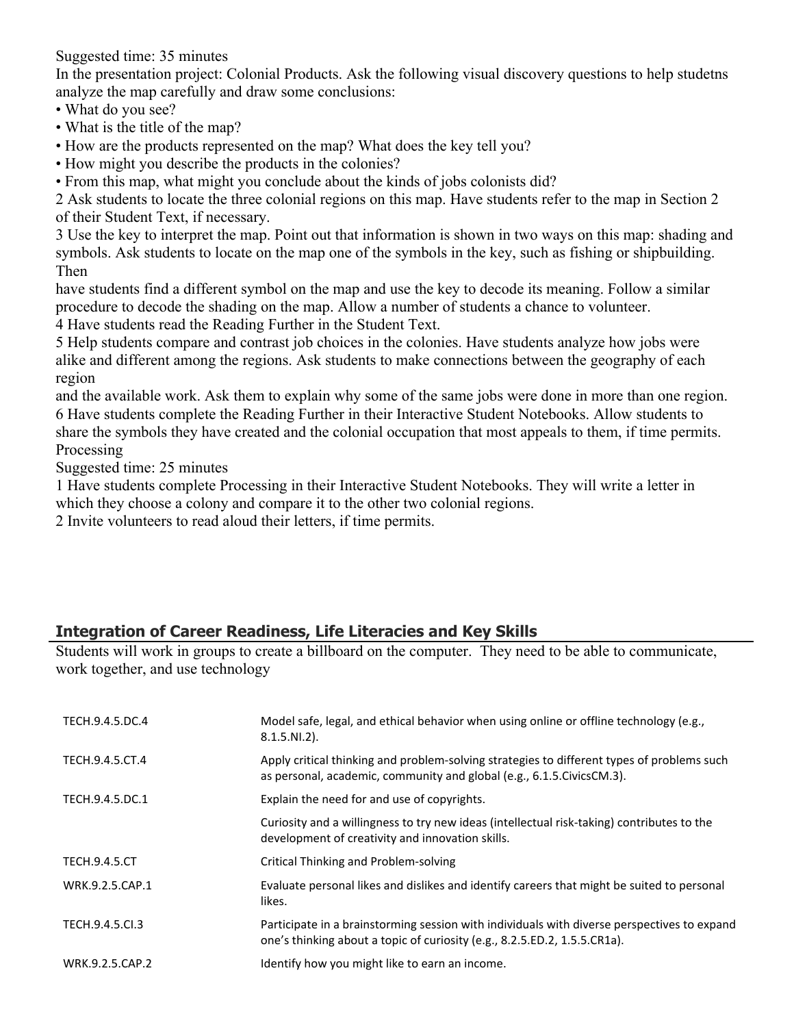Suggested time: 35 minutes

In the presentation project: Colonial Products. Ask the following visual discovery questions to help studetns analyze the map carefully and draw some conclusions:

- What do you see?
- What is the title of the map?
- How are the products represented on the map? What does the key tell you?
- How might you describe the products in the colonies?
- From this map, what might you conclude about the kinds of jobs colonists did?

2 Ask students to locate the three colonial regions on this map. Have students refer to the map in Section 2 of their Student Text, if necessary.

3 Use the key to interpret the map. Point out that information is shown in two ways on this map: shading and symbols. Ask students to locate on the map one of the symbols in the key, such as fishing or shipbuilding. Then
have students find a different symbol on the map and use the key to decode its meaning. Follow a similar procedure to decode the shading on the map. Allow a number of students a chance to volunteer.

4 Have students read the Reading Further in the Student Text.

5 Help students compare and contrast job choices in the colonies. Have students analyze how jobs were alike and different among the regions. Ask students to make connections between the geography of each region
and the available work. Ask them to explain why some of the same jobs were done in more than one region.

6 Have students complete the Reading Further in their Interactive Student Notebooks. Allow students to share the symbols they have created and the colonial occupation that most appeals to them, if time permits.

Processing

Suggested time: 25 minutes

1 Have students complete Processing in their Interactive Student Notebooks. They will write a letter in which they choose a colony and compare it to the other two colonial regions.

2 Invite volunteers to read aloud their letters, if time permits.

## Integration of Career Readiness, Life Literacies and Key Skills

Students will work in groups to create a billboard on the computer. They need to be able to communicate, work together, and use technology

| | |
|---|---|
| TECH.9.4.5.DC.4 | Model safe, legal, and ethical behavior when using online or offline technology (e.g., 8.1.5.NI.2). |
| TECH.9.4.5.CT.4 | Apply critical thinking and problem-solving strategies to different types of problems such as personal, academic, community and global (e.g., 6.1.5.CivicsCM.3). |
| TECH.9.4.5.DC.1 | Explain the need for and use of copyrights. |
| | Curiosity and a willingness to try new ideas (intellectual risk-taking) contributes to the development of creativity and innovation skills. |
| TECH.9.4.5.CT | Critical Thinking and Problem-solving |
| WRK.9.2.5.CAP.1 | Evaluate personal likes and dislikes and identify careers that might be suited to personal likes. |
| TECH.9.4.5.CI.3 | Participate in a brainstorming session with individuals with diverse perspectives to expand one's thinking about a topic of curiosity (e.g., 8.2.5.ED.2, 1.5.5.CR1a). |
| WRK.9.2.5.CAP.2 | Identify how you might like to earn an income. |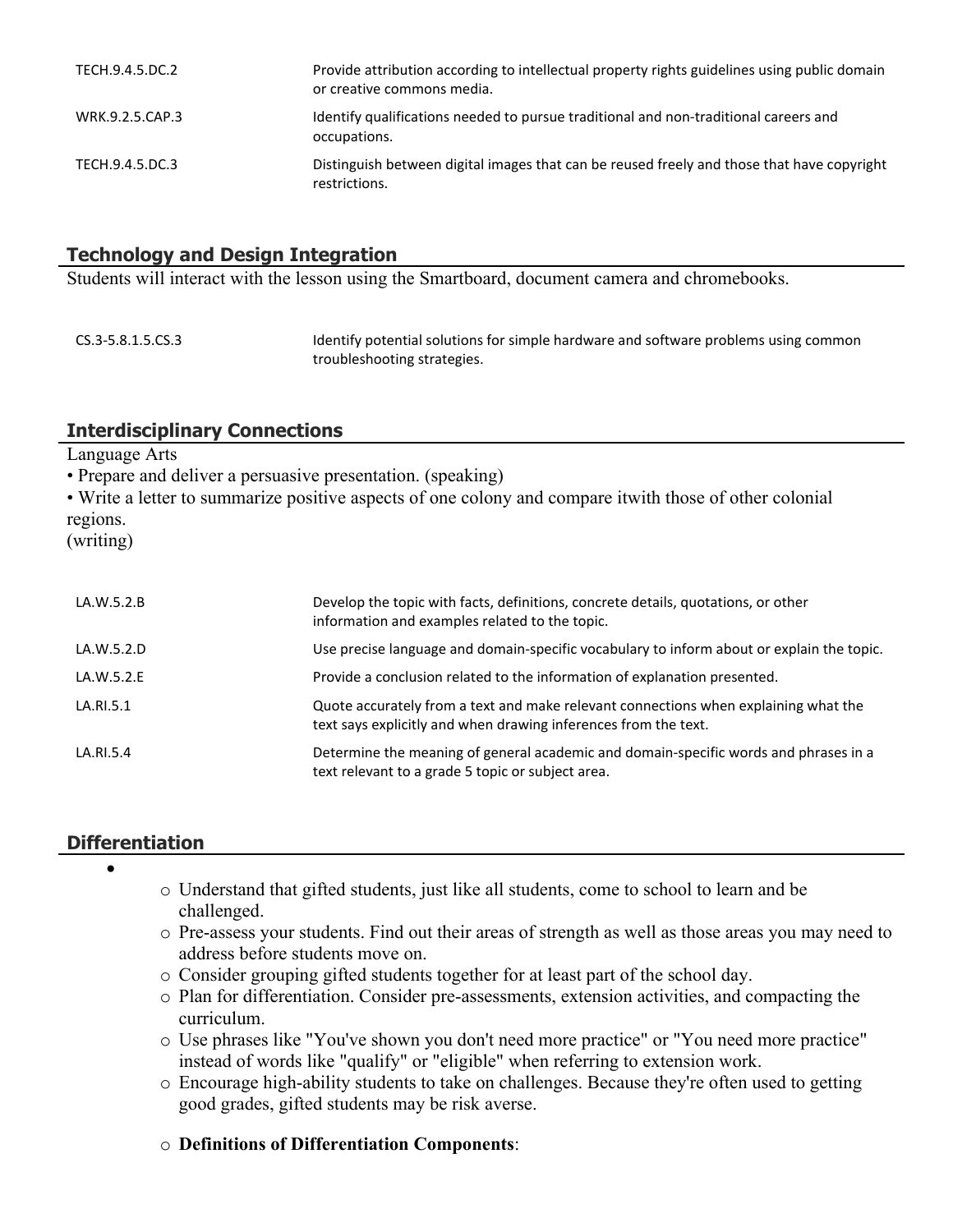| | |
|---|---|
| TECH.9.4.5.DC.2 | Provide attribution according to intellectual property rights guidelines using public domain or creative commons media. |
| WRK.9.2.5.CAP.3 | Identify qualifications needed to pursue traditional and non-traditional careers and occupations. |
| TECH.9.4.5.DC.3 | Distinguish between digital images that can be reused freely and those that have copyright restrictions. |

## Technology and Design Integration

Students will interact with the lesson using the Smartboard, document camera and chromebooks.

| | |
|---|---|
| CS.3-5.8.1.5.CS.3 | Identify potential solutions for simple hardware and software problems using common troubleshooting strategies. |

## Interdisciplinary Connections

Language Arts

• Prepare and deliver a persuasive presentation. (speaking)

• Write a letter to summarize positive aspects of one colony and compare itwith those of other colonial regions.
(writing)

| | |
|---|---|
| LA.W.5.2.B | Develop the topic with facts, definitions, concrete details, quotations, or other information and examples related to the topic. |
| LA.W.5.2.D | Use precise language and domain-specific vocabulary to inform about or explain the topic. |
| LA.W.5.2.E | Provide a conclusion related to the information of explanation presented. |
| LA.RI.5.1 | Quote accurately from a text and make relevant connections when explaining what the text says explicitly and when drawing inferences from the text. |
| LA.RI.5.4 | Determine the meaning of general academic and domain-specific words and phrases in a text relevant to a grade 5 topic or subject area. |

## Differentiation

- 
    - Understand that gifted students, just like all students, come to school to learn and be challenged.
    - Pre-assess your students. Find out their areas of strength as well as those areas you may need to address before students move on.
    - Consider grouping gifted students together for at least part of the school day.
    - Plan for differentiation. Consider pre-assessments, extension activities, and compacting the curriculum.
    - Use phrases like "You've shown you don't need more practice" or "You need more practice" instead of words like "qualify" or "eligible" when referring to extension work.
    - Encourage high-ability students to take on challenges. Because they're often used to getting good grades, gifted students may be risk averse.
    - **Definitions of Differentiation Components**: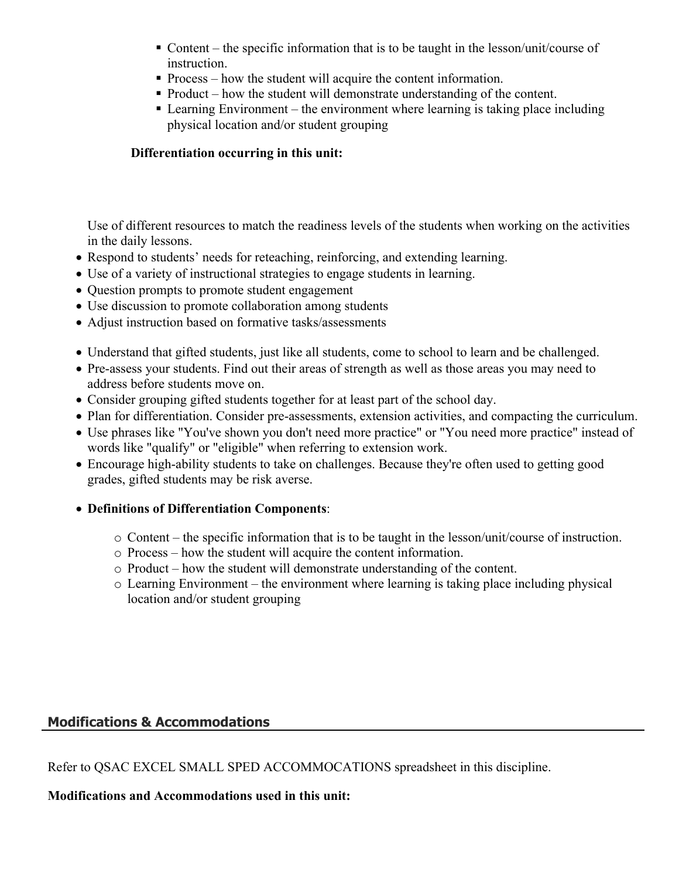- Content – the specific information that is to be taught in the lesson/unit/course of instruction.
- Process – how the student will acquire the content information.
- Product – how the student will demonstrate understanding of the content.
- Learning Environment – the environment where learning is taking place including physical location and/or student grouping

**Differentiation occurring in this unit:**

Use of different resources to match the readiness levels of the students when working on the activities in the daily lessons.

- Respond to students' needs for reteaching, reinforcing, and extending learning.
- Use of a variety of instructional strategies to engage students in learning.
- Question prompts to promote student engagement
- Use discussion to promote collaboration among students
- Adjust instruction based on formative tasks/assessments

- Understand that gifted students, just like all students, come to school to learn and be challenged.
- Pre-assess your students. Find out their areas of strength as well as those areas you may need to address before students move on.
- Consider grouping gifted students together for at least part of the school day.
- Plan for differentiation. Consider pre-assessments, extension activities, and compacting the curriculum.
- Use phrases like "You've shown you don't need more practice" or "You need more practice" instead of words like "qualify" or "eligible" when referring to extension work.
- Encourage high-ability students to take on challenges. Because they're often used to getting good grades, gifted students may be risk averse.

- **Definitions of Differentiation Components**:
  - Content – the specific information that is to be taught in the lesson/unit/course of instruction.
  - Process – how the student will acquire the content information.
  - Product – how the student will demonstrate understanding of the content.
  - Learning Environment – the environment where learning is taking place including physical location and/or student grouping

## Modifications & Accommodations

Refer to QSAC EXCEL SMALL SPED ACCOMMOCATIONS spreadsheet in this discipline.

**Modifications and Accommodations used in this unit:**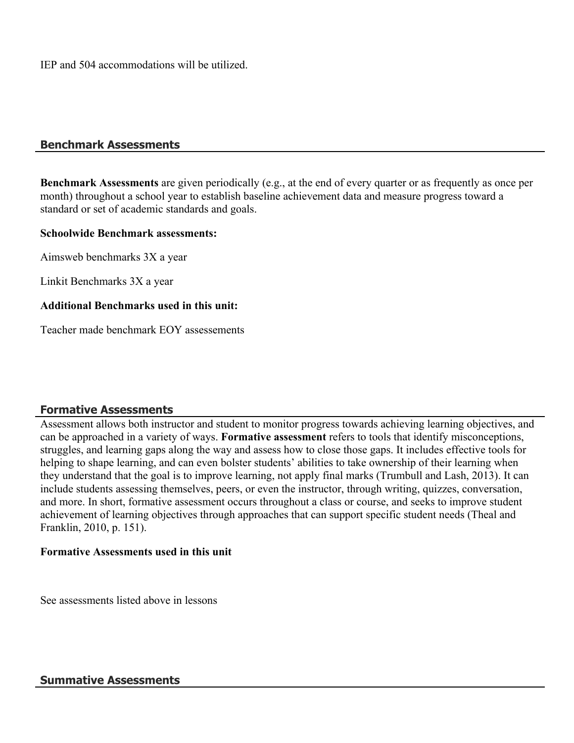IEP and 504 accommodations will be utilized.

## Benchmark Assessments

**Benchmark Assessments** are given periodically (e.g., at the end of every quarter or as frequently as once per month) throughout a school year to establish baseline achievement data and measure progress toward a standard or set of academic standards and goals.

**Schoolwide Benchmark assessments:**

Aimsweb benchmarks 3X a year

Linkit Benchmarks 3X a year

**Additional Benchmarks used in this unit:**

Teacher made benchmark EOY assessements

## Formative Assessments

Assessment allows both instructor and student to monitor progress towards achieving learning objectives, and can be approached in a variety of ways. **Formative assessment** refers to tools that identify misconceptions, struggles, and learning gaps along the way and assess how to close those gaps. It includes effective tools for helping to shape learning, and can even bolster students' abilities to take ownership of their learning when they understand that the goal is to improve learning, not apply final marks (Trumbull and Lash, 2013). It can include students assessing themselves, peers, or even the instructor, through writing, quizzes, conversation, and more. In short, formative assessment occurs throughout a class or course, and seeks to improve student achievement of learning objectives through approaches that can support specific student needs (Theal and Franklin, 2010, p. 151).

**Formative Assessments used in this unit**

See assessments listed above in lessons

## Summative Assessments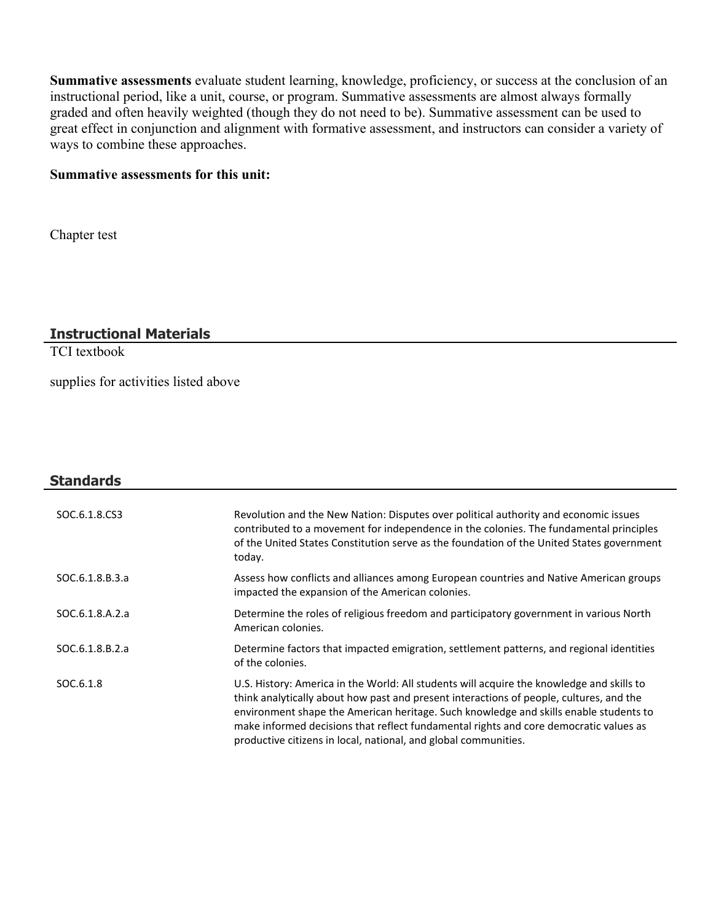**Summative assessments** evaluate student learning, knowledge, proficiency, or success at the conclusion of an instructional period, like a unit, course, or program. Summative assessments are almost always formally graded and often heavily weighted (though they do not need to be). Summative assessment can be used to great effect in conjunction and alignment with formative assessment, and instructors can consider a variety of ways to combine these approaches.

**Summative assessments for this unit:**

Chapter test

## Instructional Materials

TCI textbook

supplies for activities listed above

## Standards

| | |
|---|---|
| SOC.6.1.8.CS3 | Revolution and the New Nation: Disputes over political authority and economic issues contributed to a movement for independence in the colonies. The fundamental principles of the United States Constitution serve as the foundation of the United States government today. |
| SOC.6.1.8.B.3.a | Assess how conflicts and alliances among European countries and Native American groups impacted the expansion of the American colonies. |
| SOC.6.1.8.A.2.a | Determine the roles of religious freedom and participatory government in various North American colonies. |
| SOC.6.1.8.B.2.a | Determine factors that impacted emigration, settlement patterns, and regional identities of the colonies. |
| SOC.6.1.8 | U.S. History: America in the World: All students will acquire the knowledge and skills to think analytically about how past and present interactions of people, cultures, and the environment shape the American heritage. Such knowledge and skills enable students to make informed decisions that reflect fundamental rights and core democratic values as productive citizens in local, national, and global communities. |